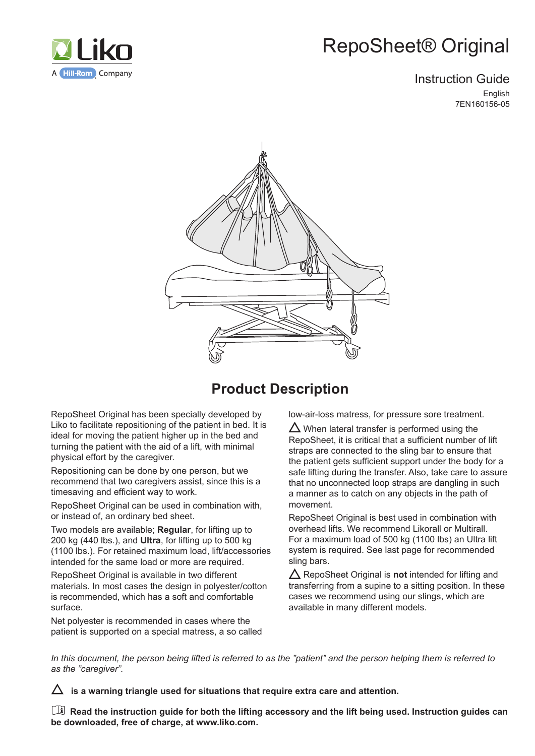Liko

A Hill-Rom Company

# RepoSheet® Original

Instruction Guide

English

7EN160156-05

## Product Description

RepoSheet Original has been specially developed by Liko to facilitate repositioning of the patient in bed. It is ideal for moving the patient higher up in the bed and turning the patient with the aid of a lift, with minimal physical effort by the caregiver.

Repositioning can be done by one person, but we recommend that two caregivers assist, since this is a timesaving and efficient way to work.

RepoSheet Original can be used in combination with, or instead of, an ordinary bed sheet.

Two models are available; **Regular**, for lifting up to 200 kg (440 lbs.), and **Ultra**, for lifting up to 500 kg (1100 lbs.). For retained maximum load, lift/accessories intended for the same load or more are required.

RepoSheet Original is available in two different materials. In most cases the design in polyester/cotton is recommended, which has a soft and comfortable surface.

Net polyester is recommended in cases where the patient is supported on a special matress, a so called low-air-loss matress, for pressure sore treatment.

⚠ When lateral transfer is performed using the RepoSheet, it is critical that a sufficient number of lift straps are connected to the sling bar to ensure that the patient gets sufficient support under the body for a safe lifting during the transfer. Also, take care to assure that no unconnected loop straps are dangling in such a manner as to catch on any objects in the path of movement.

RepoSheet Original is best used in combination with overhead lifts. We recommend Likorall or Multirall. For a maximum load of 500 kg (1100 lbs) an Ultra lift system is required. See last page for recommended sling bars.

⚠ RepoSheet Original is **not** intended for lifting and transferring from a supine to a sitting position. In these cases we recommend using our slings, which are available in many different models.

*In this document, the person being lifted is referred to as the ”patient” and the person helping them is referred to as the ”caregiver”.*

⚠ **is a warning triangle used for situations that require extra care and attention.**

**Read the instruction guide for both the lifting accessory and the lift being used. Instruction guides can be downloaded, free of charge, at www.liko.com.**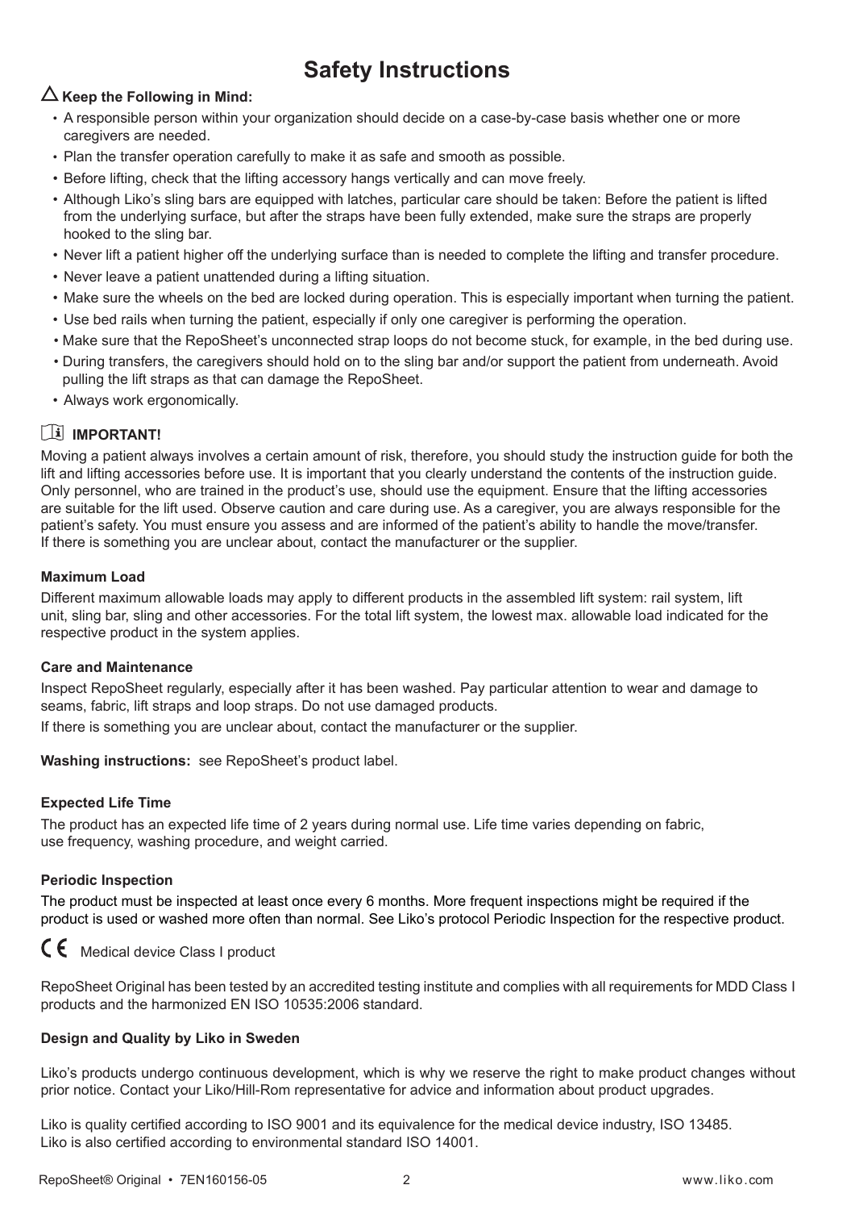# Safety Instructions

### △ Keep the Following in Mind:

- A responsible person within your organization should decide on a case-by-case basis whether one or more caregivers are needed.
- Plan the transfer operation carefully to make it as safe and smooth as possible.
- Before lifting, check that the lifting accessory hangs vertically and can move freely.
- Although Liko's sling bars are equipped with latches, particular care should be taken: Before the patient is lifted from the underlying surface, but after the straps have been fully extended, make sure the straps are properly hooked to the sling bar.
- Never lift a patient higher off the underlying surface than is needed to complete the lifting and transfer procedure.
- Never leave a patient unattended during a lifting situation.
- Make sure the wheels on the bed are locked during operation. This is especially important when turning the patient.
- Use bed rails when turning the patient, especially if only one caregiver is performing the operation.
- Make sure that the RepoSheet's unconnected strap loops do not become stuck, for example, in the bed during use.
- During transfers, the caregivers should hold on to the sling bar and/or support the patient from underneath. Avoid pulling the lift straps as that can damage the RepoSheet.
- Always work ergonomically.

### IMPORTANT!

Moving a patient always involves a certain amount of risk, therefore, you should study the instruction guide for both the lift and lifting accessories before use. It is important that you clearly understand the contents of the instruction guide. Only personnel, who are trained in the product's use, should use the equipment. Ensure that the lifting accessories are suitable for the lift used. Observe caution and care during use. As a caregiver, you are always responsible for the patient's safety. You must ensure you assess and are informed of the patient's ability to handle the move/transfer. If there is something you are unclear about, contact the manufacturer or the supplier.

#### Maximum Load

Different maximum allowable loads may apply to different products in the assembled lift system: rail system, lift unit, sling bar, sling and other accessories. For the total lift system, the lowest max. allowable load indicated for the respective product in the system applies.

#### Care and Maintenance

Inspect RepoSheet regularly, especially after it has been washed. Pay particular attention to wear and damage to seams, fabric, lift straps and loop straps. Do not use damaged products.

If there is something you are unclear about, contact the manufacturer or the supplier.

**Washing instructions:** see RepoSheet's product label.

#### Expected Life Time

The product has an expected life time of 2 years during normal use. Life time varies depending on fabric, use frequency, washing procedure, and weight carried.

#### Periodic Inspection

The product must be inspected at least once every 6 months. More frequent inspections might be required if the product is used or washed more often than normal. See Liko's protocol Periodic Inspection for the respective product.

CE Medical device Class I product

RepoSheet Original has been tested by an accredited testing institute and complies with all requirements for MDD Class I products and the harmonized EN ISO 10535:2006 standard.

#### Design and Quality by Liko in Sweden

Liko's products undergo continuous development, which is why we reserve the right to make product changes without prior notice. Contact your Liko/Hill-Rom representative for advice and information about product upgrades.

Liko is quality certified according to ISO 9001 and its equivalence for the medical device industry, ISO 13485.
Liko is also certified according to environmental standard ISO 14001.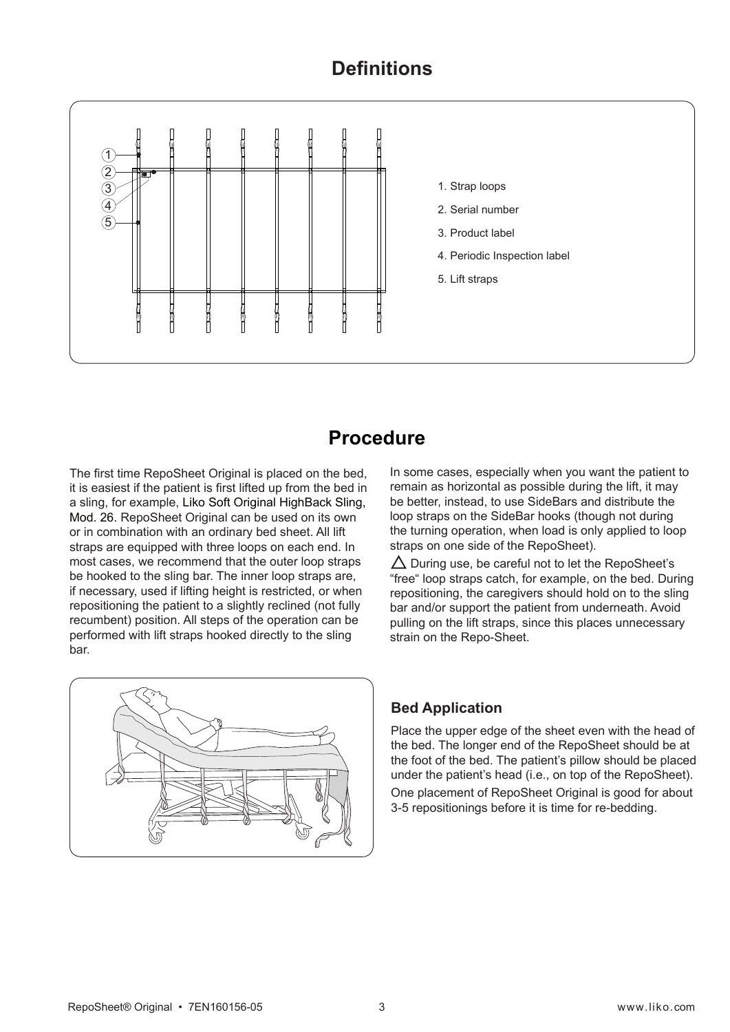# Definitions

1. Strap loops
2. Serial number
3. Product label
4. Periodic Inspection label
5. Lift straps

# Procedure

The first time RepoSheet Original is placed on the bed, it is easiest if the patient is first lifted up from the bed in a sling, for example, Liko Soft Original HighBack Sling, Mod. 26. RepoSheet Original can be used on its own or in combination with an ordinary bed sheet. All lift straps are equipped with three loops on each end. In most cases, we recommend that the outer loop straps be hooked to the sling bar. The inner loop straps are, if necessary, used if lifting height is restricted, or when repositioning the patient to a slightly reclined (not fully recumbent) position. All steps of the operation can be performed with lift straps hooked directly to the sling bar.

In some cases, especially when you want the patient to remain as horizontal as possible during the lift, it may be better, instead, to use SideBars and distribute the loop straps on the SideBar hooks (though not during the turning operation, when load is only applied to loop straps on one side of the RepoSheet).

⚠ During use, be careful not to let the RepoSheet's "free" loop straps catch, for example, on the bed. During repositioning, the caregivers should hold on to the sling bar and/or support the patient from underneath. Avoid pulling on the lift straps, since this places unnecessary strain on the Repo-Sheet.

### Bed Application

Place the upper edge of the sheet even with the head of the bed. The longer end of the RepoSheet should be at the foot of the bed. The patient's pillow should be placed under the patient's head (i.e., on top of the RepoSheet).

One placement of RepoSheet Original is good for about 3-5 repositionings before it is time for re-bedding.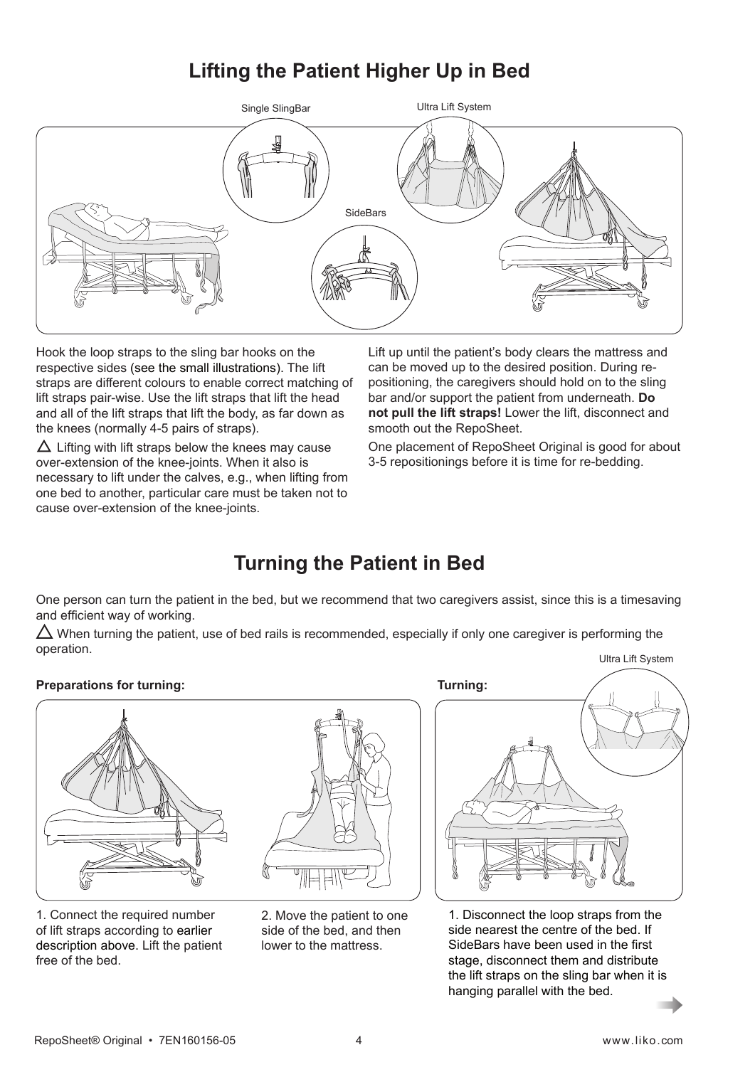# Lifting the Patient Higher Up in Bed

Single SlingBar

Ultra Lift System

SideBars

Hook the loop straps to the sling bar hooks on the respective sides (see the small illustrations). The lift straps are different colours to enable correct matching of lift straps pair-wise. Use the lift straps that lift the head and all of the lift straps that lift the body, as far down as the knees (normally 4-5 pairs of straps).

△ Lifting with lift straps below the knees may cause over-extension of the knee-joints. When it also is necessary to lift under the calves, e.g., when lifting from one bed to another, particular care must be taken not to cause over-extension of the knee-joints.

Lift up until the patient's body clears the mattress and can be moved up to the desired position. During re-positioning, the caregivers should hold on to the sling bar and/or support the patient from underneath. **Do not pull the lift straps!** Lower the lift, disconnect and smooth out the RepoSheet.

One placement of RepoSheet Original is good for about 3-5 repositionings before it is time for re-bedding.

# Turning the Patient in Bed

One person can turn the patient in the bed, but we recommend that two caregivers assist, since this is a timesaving and efficient way of working.

△ When turning the patient, use of bed rails is recommended, especially if only one caregiver is performing the operation.

**Preparations for turning:**

1. Connect the required number of lift straps according to earlier description above. Lift the patient free of the bed.

2. Move the patient to one side of the bed, and then lower to the mattress.

**Turning:**

Ultra Lift System

1. Disconnect the loop straps from the side nearest the centre of the bed. If SideBars have been used in the first stage, disconnect them and distribute the lift straps on the sling bar when it is hanging parallel with the bed.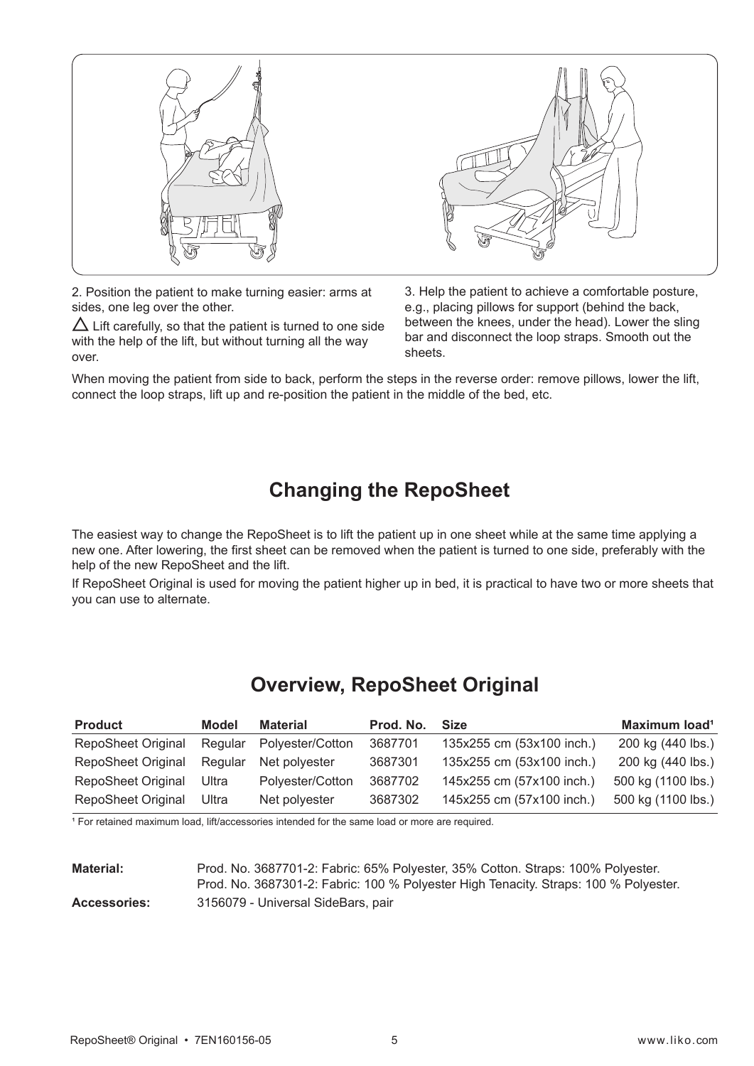2. Position the patient to make turning easier: arms at sides, one leg over the other.

△ Lift carefully, so that the patient is turned to one side with the help of the lift, but without turning all the way over.

3. Help the patient to achieve a comfortable posture, e.g., placing pillows for support (behind the back, between the knees, under the head). Lower the sling bar and disconnect the loop straps. Smooth out the sheets.

When moving the patient from side to back, perform the steps in the reverse order: remove pillows, lower the lift, connect the loop straps, lift up and re-position the patient in the middle of the bed, etc.

## Changing the RepoSheet

The easiest way to change the RepoSheet is to lift the patient up in one sheet while at the same time applying a new one. After lowering, the first sheet can be removed when the patient is turned to one side, preferably with the help of the new RepoSheet and the lift.

If RepoSheet Original is used for moving the patient higher up in bed, it is practical to have two or more sheets that you can use to alternate.

## Overview, RepoSheet Original

| Product | Model | Material | Prod. No. | Size | Maximum load[1] |
|---|---|---|---|---|---|
| RepoSheet Original | Regular | Polyester/Cotton | 3687701 | 135x255 cm (53x100 inch.) | 200 kg (440 lbs.) |
| RepoSheet Original | Regular | Net polyester | 3687301 | 135x255 cm (53x100 inch.) | 200 kg (440 lbs.) |
| RepoSheet Original | Ultra | Polyester/Cotton | 3687702 | 145x255 cm (57x100 inch.) | 500 kg (1100 lbs.) |
| RepoSheet Original | Ultra | Net polyester | 3687302 | 145x255 cm (57x100 inch.) | 500 kg (1100 lbs.) |

[1] For retained maximum load, lift/accessories intended for the same load or more are required.

**Material:** Prod. No. 3687701-2: Fabric: 65% Polyester, 35% Cotton. Straps: 100% Polyester.
Prod. No. 3687301-2: Fabric: 100 % Polyester High Tenacity. Straps: 100 % Polyester.

**Accessories:** 3156079 - Universal SideBars, pair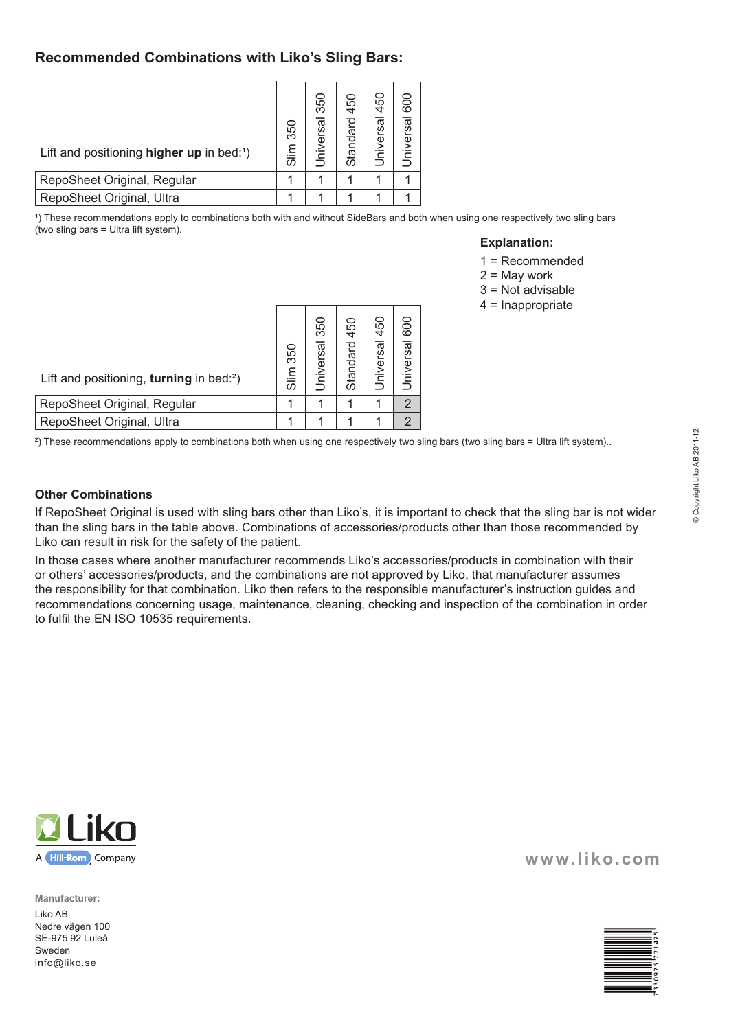## Recommended Combinations with Liko's Sling Bars:

| Lift and positioning **higher up** in bed:[1] | Slim 350 | Universal 350 | Standard 450 | Universal 450 | Universal 600 |
|---|---|---|---|---|---|
| RepoSheet Original, Regular | 1 | 1 | 1 | 1 | 1 |
| RepoSheet Original, Ultra | 1 | 1 | 1 | 1 | 1 |

[1]) These recommendations apply to combinations both with and without SideBars and both when using one respectively two sling bars (two sling bars = Ultra lift system).

**Explanation:**

1 = Recommended
2 = May work
3 = Not advisable
4 = Inappropriate

| Lift and positioning, **turning** in bed:[2] | Slim 350 | Universal 350 | Standard 450 | Universal 450 | Universal 600 |
|---|---|---|---|---|---|
| RepoSheet Original, Regular | 1 | 1 | 1 | 1 | 2 |
| RepoSheet Original, Ultra | 1 | 1 | 1 | 1 | 2 |

[2]) These recommendations apply to combinations both when using one respectively two sling bars (two sling bars = Ultra lift system)..

### Other Combinations

If RepoSheet Original is used with sling bars other than Liko's, it is important to check that the sling bar is not wider than the sling bars in the table above. Combinations of accessories/products other than those recommended by Liko can result in risk for the safety of the patient.

In those cases where another manufacturer recommends Liko's accessories/products in combination with their or others' accessories/products, and the combinations are not approved by Liko, that manufacturer assumes the responsibility for that combination. Liko then refers to the responsible manufacturer's instruction guides and recommendations concerning usage, maintenance, cleaning, checking and inspection of the combination in order to fulfil the EN ISO 10535 requirements.

© Copyright Liko AB 2011-12

Liko
A Hill-Rom Company

www.liko.com

**Manufacturer:**

Liko AB
Nedre vägen 100
SE-975 92 Luleå
Sweden
info@liko.se